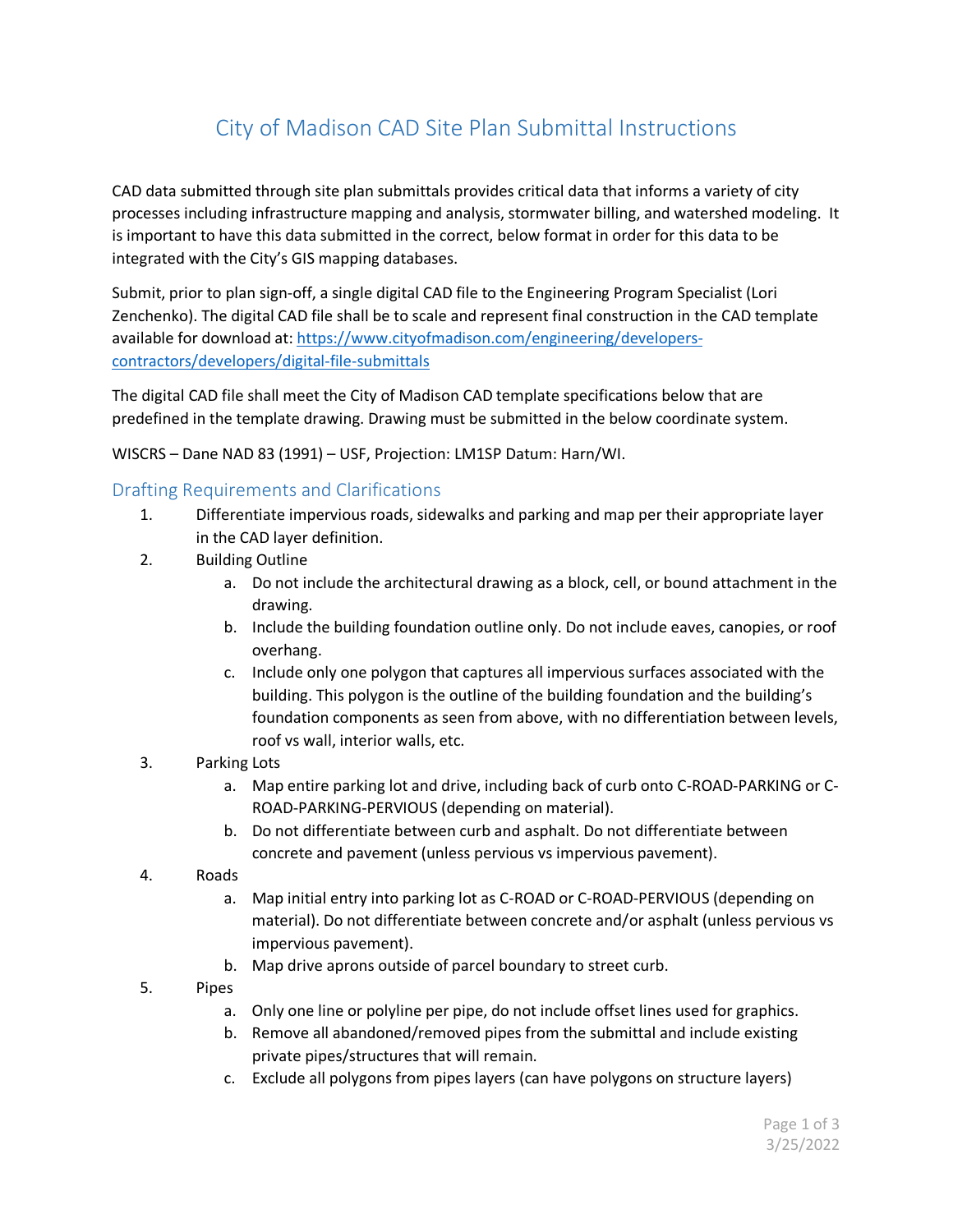# City of Madison CAD Site Plan Submittal Instructions

CAD data submitted through site plan submittals provides critical data that informs a variety of city processes including infrastructure mapping and analysis, stormwater billing, and watershed modeling. It is important to have this data submitted in the correct, below format in order for this data to be integrated with the City's GIS mapping databases.

Submit, prior to plan sign-off, a single digital CAD file to the Engineering Program Specialist (Lori Zenchenko). The digital CAD file shall be to scale and represent final construction in the CAD template available for download at: [https://www.cityofmadison.com/engineering/developers-contractors/developers/digital-file-submittals](https://www.cityofmadison.com/engineering/developers-contractors/developers/digital-file-submittals)

The digital CAD file shall meet the City of Madison CAD template specifications below that are predefined in the template drawing. Drawing must be submitted in the below coordinate system.

WISCRS – Dane NAD 83 (1991) – USF, Projection: LM1SP Datum: Harn/WI.

## Drafting Requirements and Clarifications

1. Differentiate impervious roads, sidewalks and parking and map per their appropriate layer in the CAD layer definition.
2. Building Outline
   a. Do not include the architectural drawing as a block, cell, or bound attachment in the drawing.
   b. Include the building foundation outline only. Do not include eaves, canopies, or roof overhang.
   c. Include only one polygon that captures all impervious surfaces associated with the building. This polygon is the outline of the building foundation and the building's foundation components as seen from above, with no differentiation between levels, roof vs wall, interior walls, etc.
3. Parking Lots
   a. Map entire parking lot and drive, including back of curb onto C-ROAD-PARKING or C-ROAD-PARKING-PERVIOUS (depending on material).
   b. Do not differentiate between curb and asphalt. Do not differentiate between concrete and pavement (unless pervious vs impervious pavement).
4. Roads
   a. Map initial entry into parking lot as C-ROAD or C-ROAD-PERVIOUS (depending on material). Do not differentiate between concrete and/or asphalt (unless pervious vs impervious pavement).
   b. Map drive aprons outside of parcel boundary to street curb.
5. Pipes
   a. Only one line or polyline per pipe, do not include offset lines used for graphics.
   b. Remove all abandoned/removed pipes from the submittal and include existing private pipes/structures that will remain.
   c. Exclude all polygons from pipes layers (can have polygons on structure layers)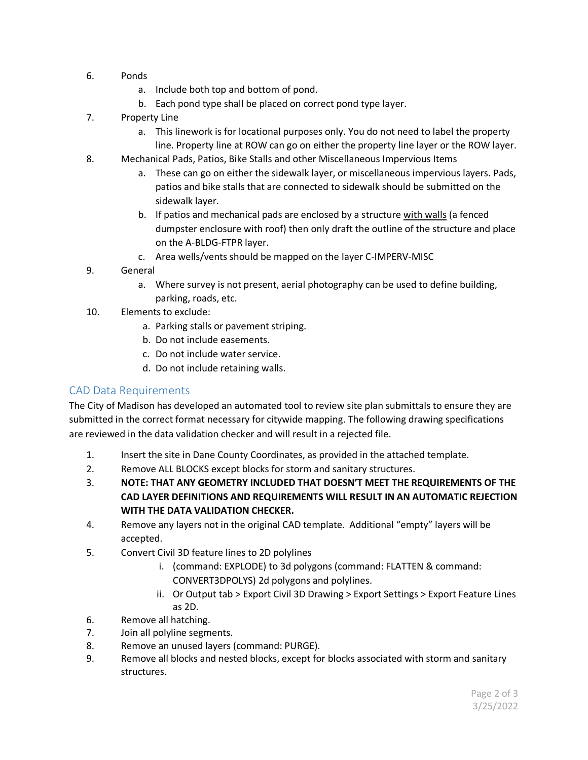6. Ponds
    a. Include both top and bottom of pond.
    b. Each pond type shall be placed on correct pond type layer.
7. Property Line
    a. This linework is for locational purposes only. You do not need to label the property line. Property line at ROW can go on either the property line layer or the ROW layer.
8. Mechanical Pads, Patios, Bike Stalls and other Miscellaneous Impervious Items
    a. These can go on either the sidewalk layer, or miscellaneous impervious layers. Pads, patios and bike stalls that are connected to sidewalk should be submitted on the sidewalk layer.
    b. If patios and mechanical pads are enclosed by a structure <u>with walls</u> (a fenced dumpster enclosure with roof) then only draft the outline of the structure and place on the A-BLDG-FTPR layer.
    c. Area wells/vents should be mapped on the layer C-IMPERV-MISC
9. General
    a. Where survey is not present, aerial photography can be used to define building, parking, roads, etc.
10. Elements to exclude:
    a. Parking stalls or pavement striping.
    b. Do not include easements.
    c. Do not include water service.
    d. Do not include retaining walls.

## CAD Data Requirements

The City of Madison has developed an automated tool to review site plan submittals to ensure they are submitted in the correct format necessary for citywide mapping. The following drawing specifications are reviewed in the data validation checker and will result in a rejected file.

1. Insert the site in Dane County Coordinates, as provided in the attached template.
2. Remove ALL BLOCKS except blocks for storm and sanitary structures.
3. **NOTE: THAT ANY GEOMETRY INCLUDED THAT DOESN'T MEET THE REQUIREMENTS OF THE CAD LAYER DEFINITIONS AND REQUIREMENTS WILL RESULT IN AN AUTOMATIC REJECTION WITH THE DATA VALIDATION CHECKER.**
4. Remove any layers not in the original CAD template. Additional "empty" layers will be accepted.
5. Convert Civil 3D feature lines to 2D polylines
    i. (command: EXPLODE) to 3d polygons (command: FLATTEN & command: CONVERT3DPOLYS) 2d polygons and polylines.
    ii. Or Output tab > Export Civil 3D Drawing > Export Settings > Export Feature Lines as 2D.
6. Remove all hatching.
7. Join all polyline segments.
8. Remove an unused layers (command: PURGE).
9. Remove all blocks and nested blocks, except for blocks associated with storm and sanitary structures.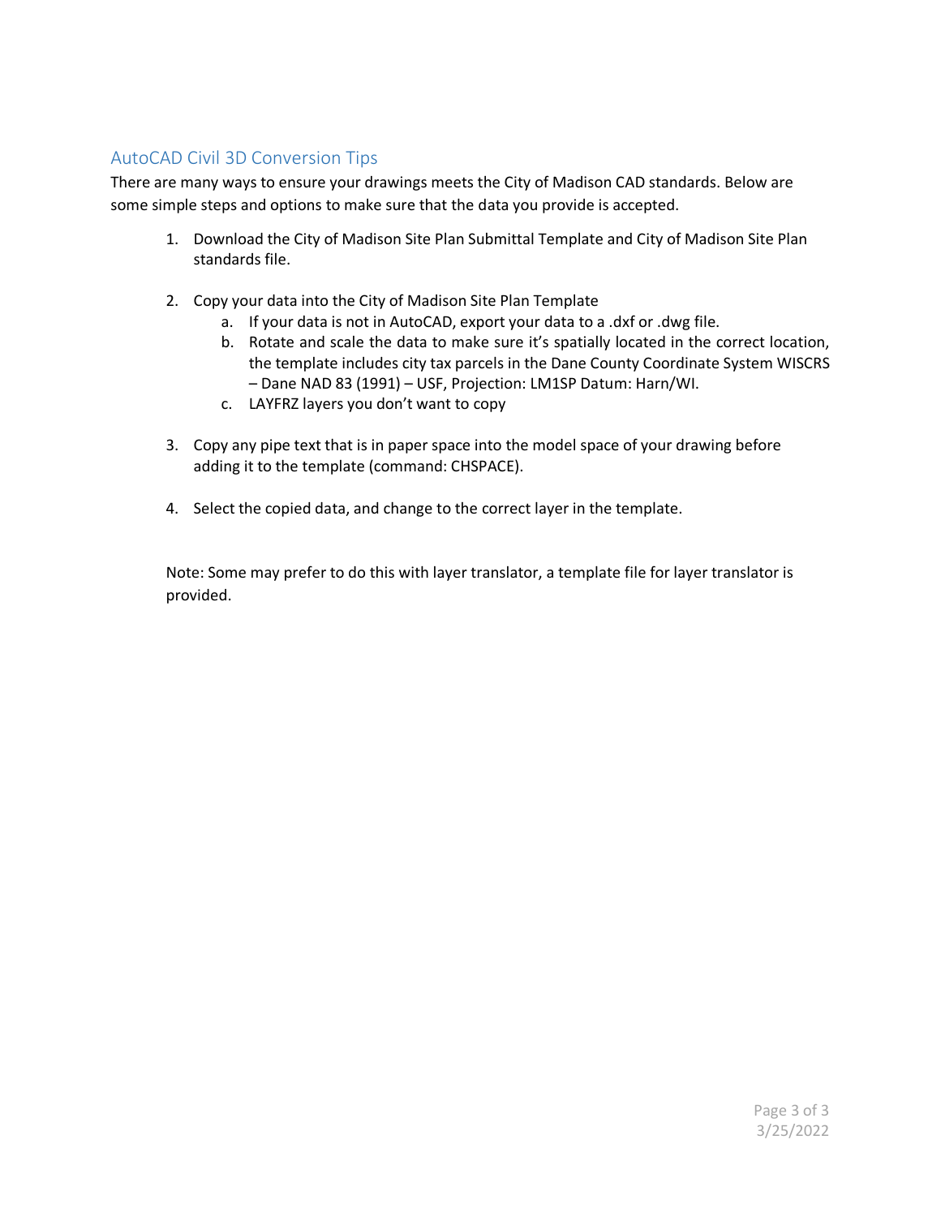## AutoCAD Civil 3D Conversion Tips

There are many ways to ensure your drawings meets the City of Madison CAD standards. Below are some simple steps and options to make sure that the data you provide is accepted.

1. Download the City of Madison Site Plan Submittal Template and City of Madison Site Plan standards file.

2. Copy your data into the City of Madison Site Plan Template
   a. If your data is not in AutoCAD, export your data to a .dxf or .dwg file.
   b. Rotate and scale the data to make sure it's spatially located in the correct location, the template includes city tax parcels in the Dane County Coordinate System WISCRS – Dane NAD 83 (1991) – USF, Projection: LM1SP Datum: Harn/WI.
   c. LAYFRZ layers you don't want to copy

3. Copy any pipe text that is in paper space into the model space of your drawing before adding it to the template (command: CHSPACE).

4. Select the copied data, and change to the correct layer in the template.

Note: Some may prefer to do this with layer translator, a template file for layer translator is provided.

3/25/2022